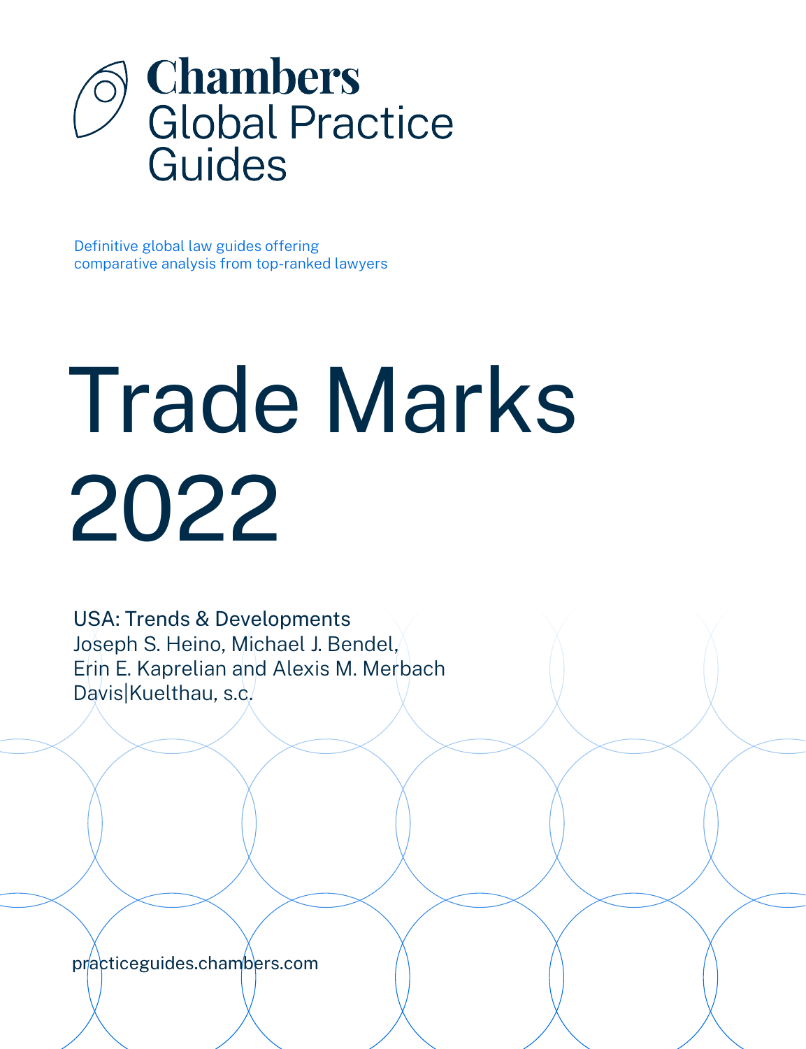# Chambers Global Practice Guides

Definitive global law guides offering comparative analysis from top-ranked lawyers

# Trade Marks 2022

USA: Trends & Developments
Joseph S. Heino, Michael J. Bendel, Erin E. Kaprelian and Alexis M. Merbach
Davis|Kuelthau, s.c.

practiceguides.chambers.com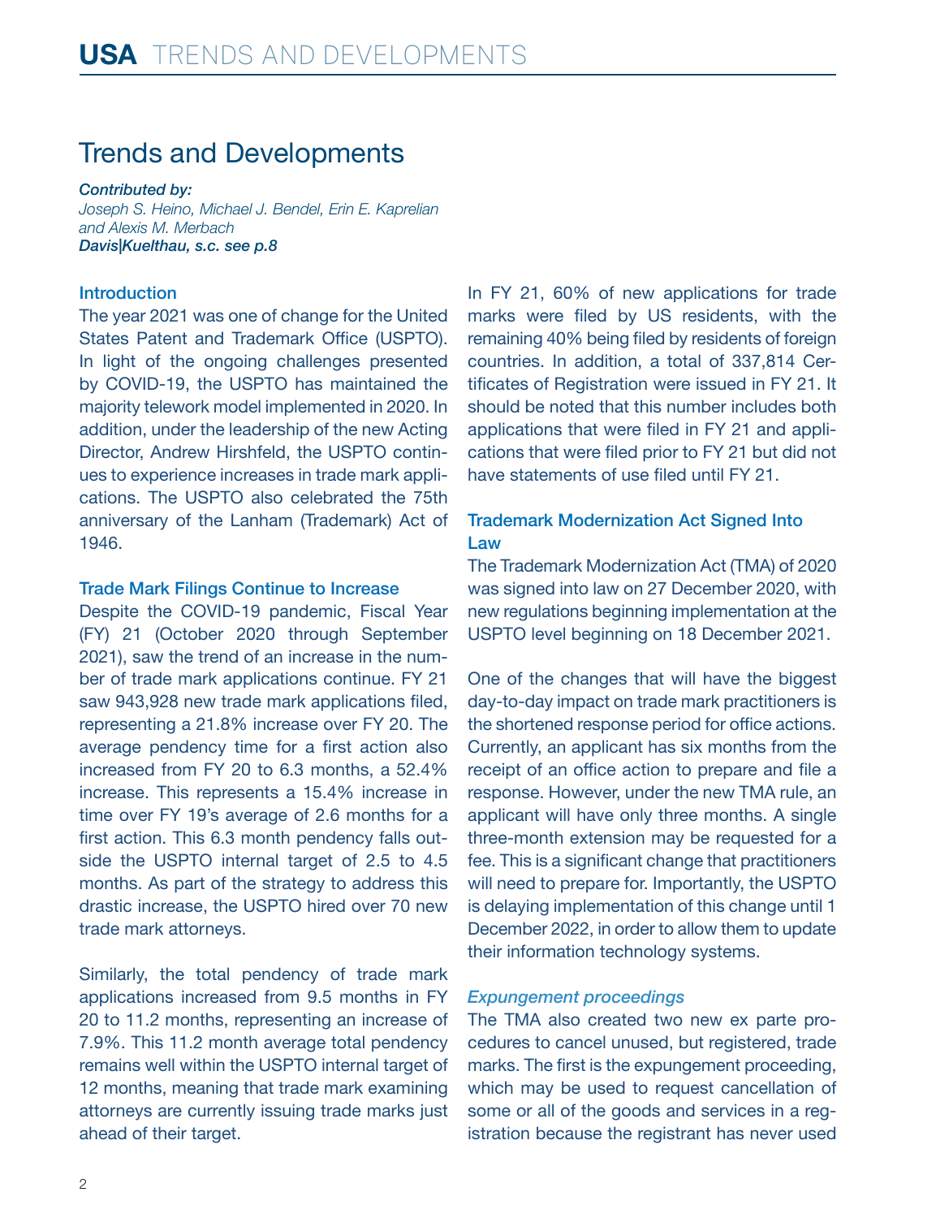# Trends and Developments

***Contributed by:***
*Joseph S. Heino, Michael J. Bendel, Erin E. Kaprelian and Alexis M. Merbach*
***Davis|Kuelthau, s.c. see p.8***

## Introduction

The year 2021 was one of change for the United States Patent and Trademark Office (USPTO). In light of the ongoing challenges presented by COVID-19, the USPTO has maintained the majority telework model implemented in 2020. In addition, under the leadership of the new Acting Director, Andrew Hirshfeld, the USPTO continues to experience increases in trade mark applications. The USPTO also celebrated the 75th anniversary of the Lanham (Trademark) Act of 1946.

## Trade Mark Filings Continue to Increase

Despite the COVID-19 pandemic, Fiscal Year (FY) 21 (October 2020 through September 2021), saw the trend of an increase in the number of trade mark applications continue. FY 21 saw 943,928 new trade mark applications filed, representing a 21.8% increase over FY 20. The average pendency time for a first action also increased from FY 20 to 6.3 months, a 52.4% increase. This represents a 15.4% increase in time over FY 19's average of 2.6 months for a first action. This 6.3 month pendency falls outside the USPTO internal target of 2.5 to 4.5 months. As part of the strategy to address this drastic increase, the USPTO hired over 70 new trade mark attorneys.

Similarly, the total pendency of trade mark applications increased from 9.5 months in FY 20 to 11.2 months, representing an increase of 7.9%. This 11.2 month average total pendency remains well within the USPTO internal target of 12 months, meaning that trade mark examining attorneys are currently issuing trade marks just ahead of their target.

In FY 21, 60% of new applications for trade marks were filed by US residents, with the remaining 40% being filed by residents of foreign countries. In addition, a total of 337,814 Certificates of Registration were issued in FY 21. It should be noted that this number includes both applications that were filed in FY 21 and applications that were filed prior to FY 21 but did not have statements of use filed until FY 21.

## Trademark Modernization Act Signed Into Law

The Trademark Modernization Act (TMA) of 2020 was signed into law on 27 December 2020, with new regulations beginning implementation at the USPTO level beginning on 18 December 2021.

One of the changes that will have the biggest day-to-day impact on trade mark practitioners is the shortened response period for office actions. Currently, an applicant has six months from the receipt of an office action to prepare and file a response. However, under the new TMA rule, an applicant will have only three months. A single three-month extension may be requested for a fee. This is a significant change that practitioners will need to prepare for. Importantly, the USPTO is delaying implementation of this change until 1 December 2022, in order to allow them to update their information technology systems.

### *Expungement proceedings*

The TMA also created two new ex parte procedures to cancel unused, but registered, trade marks. The first is the expungement proceeding, which may be used to request cancellation of some or all of the goods and services in a registration because the registrant has never used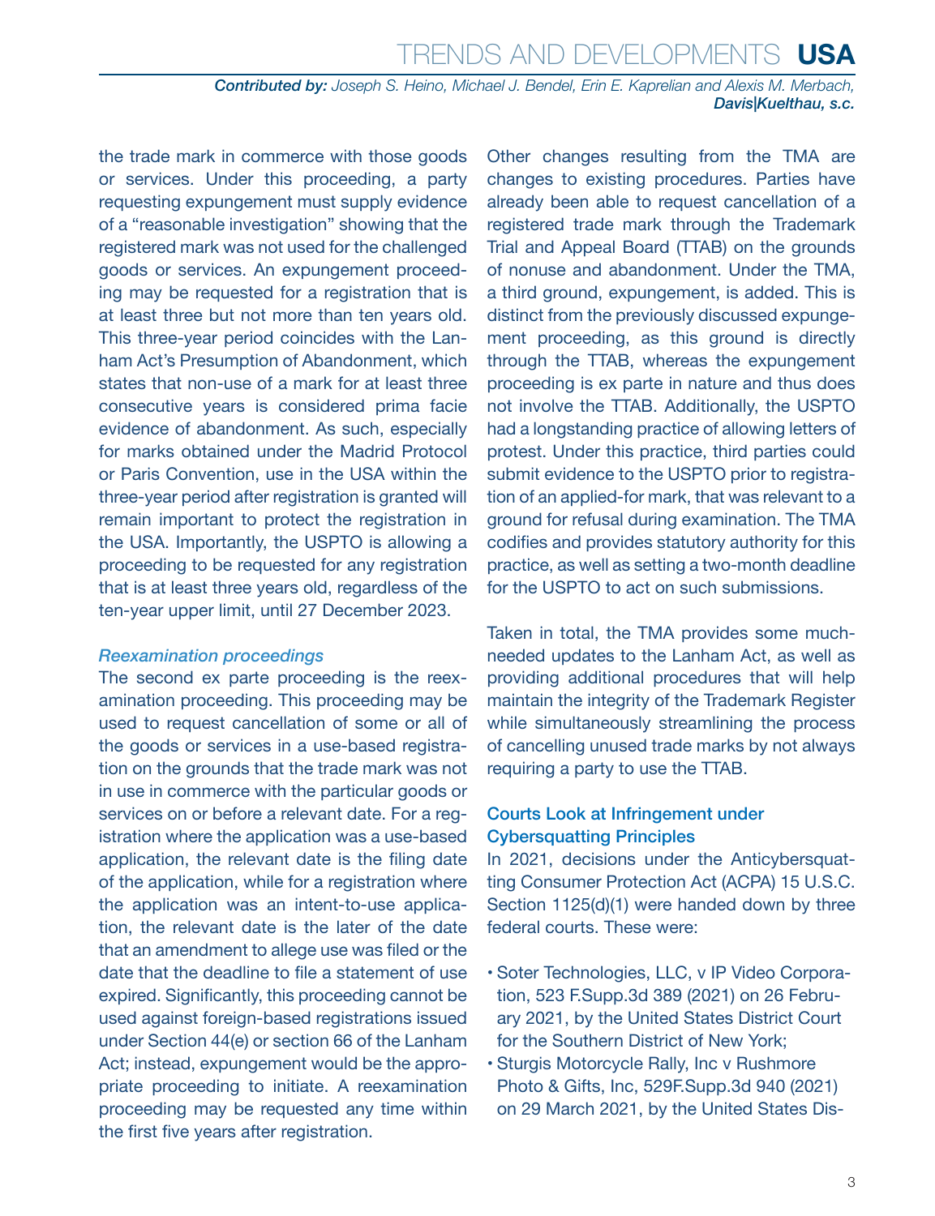the trade mark in commerce with those goods or services. Under this proceeding, a party requesting expungement must supply evidence of a "reasonable investigation" showing that the registered mark was not used for the challenged goods or services. An expungement proceeding may be requested for a registration that is at least three but not more than ten years old. This three-year period coincides with the Lanham Act's Presumption of Abandonment, which states that non-use of a mark for at least three consecutive years is considered prima facie evidence of abandonment. As such, especially for marks obtained under the Madrid Protocol or Paris Convention, use in the USA within the three-year period after registration is granted will remain important to protect the registration in the USA. Importantly, the USPTO is allowing a proceeding to be requested for any registration that is at least three years old, regardless of the ten-year upper limit, until 27 December 2023.

### *Reexamination proceedings*

The second ex parte proceeding is the reexamination proceeding. This proceeding may be used to request cancellation of some or all of the goods or services in a use-based registration on the grounds that the trade mark was not in use in commerce with the particular goods or services on or before a relevant date. For a registration where the application was a use-based application, the relevant date is the filing date of the application, while for a registration where the application was an intent-to-use application, the relevant date is the later of the date that an amendment to allege use was filed or the date that the deadline to file a statement of use expired. Significantly, this proceeding cannot be used against foreign-based registrations issued under Section 44(e) or section 66 of the Lanham Act; instead, expungement would be the appropriate proceeding to initiate. A reexamination proceeding may be requested any time within the first five years after registration.

Other changes resulting from the TMA are changes to existing procedures. Parties have already been able to request cancellation of a registered trade mark through the Trademark Trial and Appeal Board (TTAB) on the grounds of nonuse and abandonment. Under the TMA, a third ground, expungement, is added. This is distinct from the previously discussed expungement proceeding, as this ground is directly through the TTAB, whereas the expungement proceeding is ex parte in nature and thus does not involve the TTAB. Additionally, the USPTO had a longstanding practice of allowing letters of protest. Under this practice, third parties could submit evidence to the USPTO prior to registration of an applied-for mark, that was relevant to a ground for refusal during examination. The TMA codifies and provides statutory authority for this practice, as well as setting a two-month deadline for the USPTO to act on such submissions.

Taken in total, the TMA provides some much-needed updates to the Lanham Act, as well as providing additional procedures that will help maintain the integrity of the Trademark Register while simultaneously streamlining the process of cancelling unused trade marks by not always requiring a party to use the TTAB.

## Courts Look at Infringement under Cybersquatting Principles

In 2021, decisions under the Anticybersquatting Consumer Protection Act (ACPA) 15 U.S.C. Section 1125(d)(1) were handed down by three federal courts. These were:

- Soter Technologies, LLC, v IP Video Corporation, 523 F.Supp.3d 389 (2021) on 26 February 2021, by the United States District Court for the Southern District of New York;
- Sturgis Motorcycle Rally, Inc v Rushmore Photo & Gifts, Inc, 529F.Supp.3d 940 (2021) on 29 March 2021, by the United States Dis-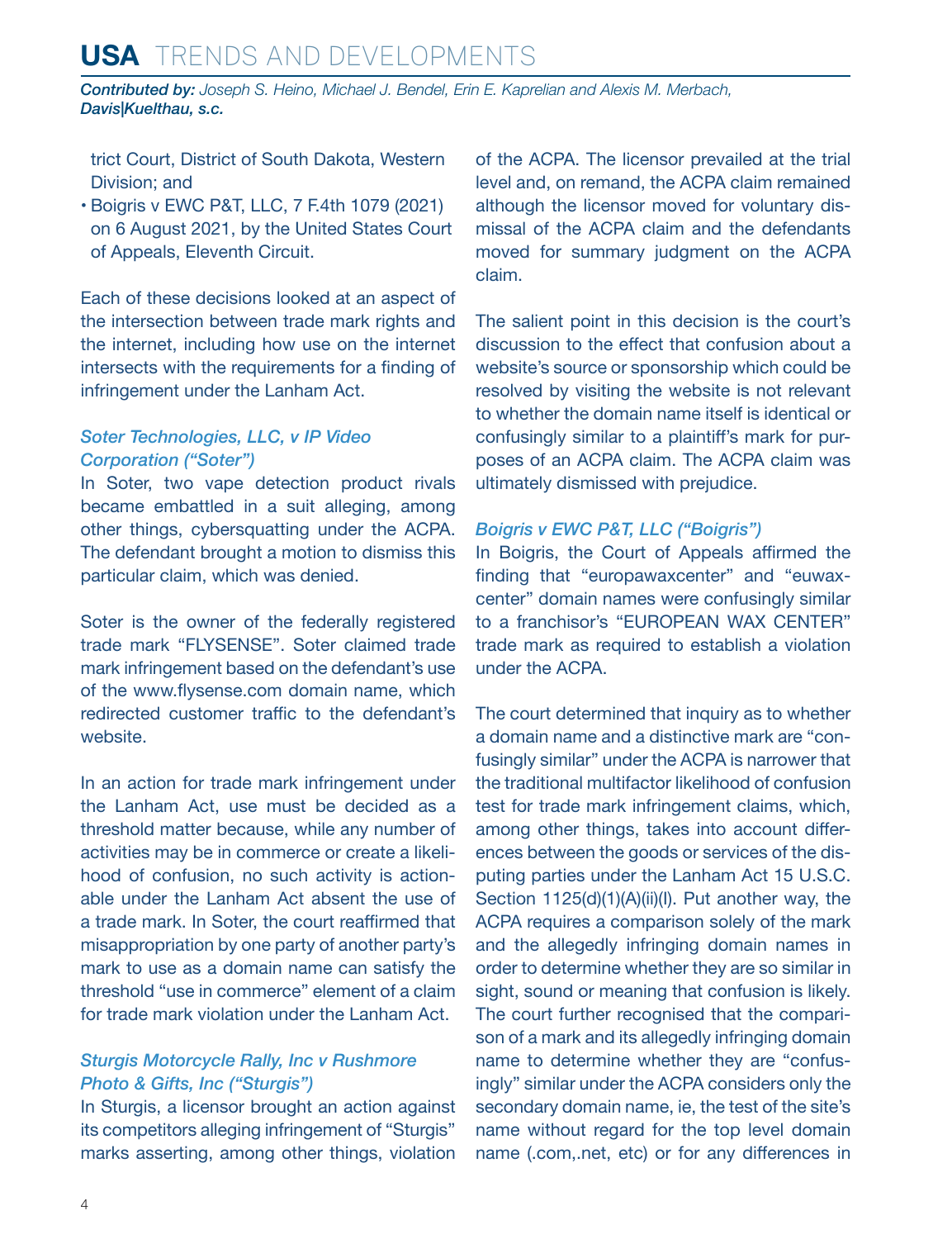trict Court, District of South Dakota, Western Division; and

- Boigris v EWC P&T, LLC, 7 F.4th 1079 (2021) on 6 August 2021, by the United States Court of Appeals, Eleventh Circuit.

Each of these decisions looked at an aspect of the intersection between trade mark rights and the internet, including how use on the internet intersects with the requirements for a finding of infringement under the Lanham Act.

### *Soter Technologies, LLC, v IP Video Corporation ("Soter")*

In Soter, two vape detection product rivals became embattled in a suit alleging, among other things, cybersquatting under the ACPA. The defendant brought a motion to dismiss this particular claim, which was denied.

Soter is the owner of the federally registered trade mark "FLYSENSE". Soter claimed trade mark infringement based on the defendant's use of the www.flysense.com domain name, which redirected customer traffic to the defendant's website.

In an action for trade mark infringement under the Lanham Act, use must be decided as a threshold matter because, while any number of activities may be in commerce or create a likelihood of confusion, no such activity is actionable under the Lanham Act absent the use of a trade mark. In Soter, the court reaffirmed that misappropriation by one party of another party's mark to use as a domain name can satisfy the threshold "use in commerce" element of a claim for trade mark violation under the Lanham Act.

### *Sturgis Motorcycle Rally, Inc v Rushmore Photo & Gifts, Inc ("Sturgis")*

In Sturgis, a licensor brought an action against its competitors alleging infringement of "Sturgis" marks asserting, among other things, violation of the ACPA. The licensor prevailed at the trial level and, on remand, the ACPA claim remained although the licensor moved for voluntary dismissal of the ACPA claim and the defendants moved for summary judgment on the ACPA claim.

The salient point in this decision is the court's discussion to the effect that confusion about a website's source or sponsorship which could be resolved by visiting the website is not relevant to whether the domain name itself is identical or confusingly similar to a plaintiff's mark for purposes of an ACPA claim. The ACPA claim was ultimately dismissed with prejudice.

### *Boigris v EWC P&T, LLC ("Boigris")*

In Boigris, the Court of Appeals affirmed the finding that "europawaxcenter" and "euwaxcenter" domain names were confusingly similar to a franchisor's "EUROPEAN WAX CENTER" trade mark as required to establish a violation under the ACPA.

The court determined that inquiry as to whether a domain name and a distinctive mark are "confusingly similar" under the ACPA is narrower that the traditional multifactor likelihood of confusion test for trade mark infringement claims, which, among other things, takes into account differences between the goods or services of the disputing parties under the Lanham Act 15 U.S.C. Section 1125(d)(1)(A)(ii)(I). Put another way, the ACPA requires a comparison solely of the mark and the allegedly infringing domain names in order to determine whether they are so similar in sight, sound or meaning that confusion is likely. The court further recognised that the comparison of a mark and its allegedly infringing domain name to determine whether they are "confusingly" similar under the ACPA considers only the secondary domain name, ie, the test of the site's name without regard for the top level domain name (.com,.net, etc) or for any differences in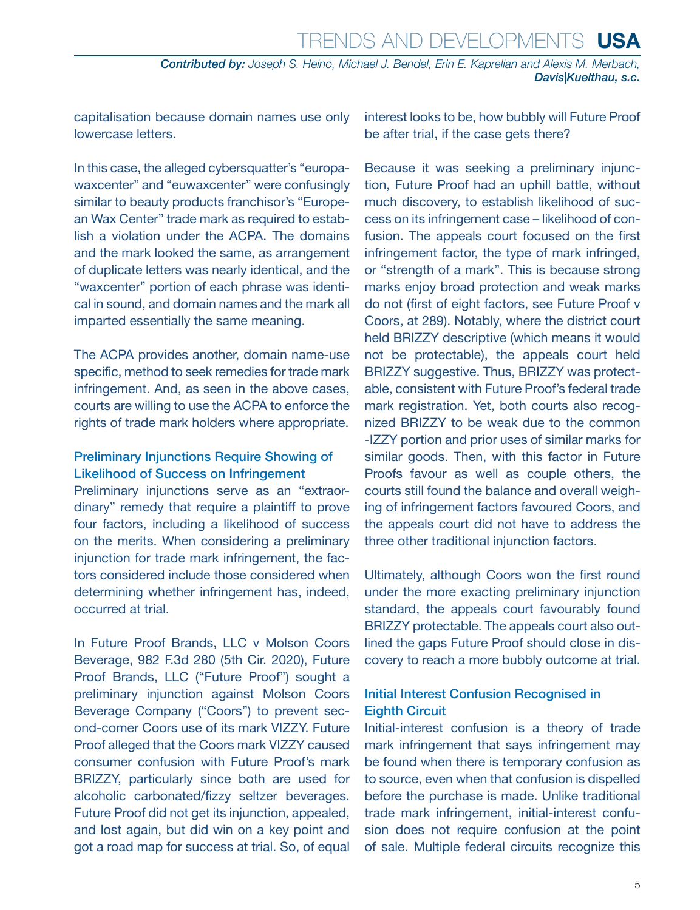capitalisation because domain names use only lowercase letters.

In this case, the alleged cybersquatter's "europawaxcenter" and "euwaxcenter" were confusingly similar to beauty products franchisor's "European Wax Center" trade mark as required to establish a violation under the ACPA. The domains and the mark looked the same, as arrangement of duplicate letters was nearly identical, and the "waxcenter" portion of each phrase was identical in sound, and domain names and the mark all imparted essentially the same meaning.

The ACPA provides another, domain name-use specific, method to seek remedies for trade mark infringement. And, as seen in the above cases, courts are willing to use the ACPA to enforce the rights of trade mark holders where appropriate.

### Preliminary Injunctions Require Showing of Likelihood of Success on Infringement

Preliminary injunctions serve as an "extraordinary" remedy that require a plaintiff to prove four factors, including a likelihood of success on the merits. When considering a preliminary injunction for trade mark infringement, the factors considered include those considered when determining whether infringement has, indeed, occurred at trial.

In Future Proof Brands, LLC v Molson Coors Beverage, 982 F.3d 280 (5th Cir. 2020), Future Proof Brands, LLC ("Future Proof") sought a preliminary injunction against Molson Coors Beverage Company ("Coors") to prevent second-comer Coors use of its mark VIZZY. Future Proof alleged that the Coors mark VIZZY caused consumer confusion with Future Proof's mark BRIZZY, particularly since both are used for alcoholic carbonated/fizzy seltzer beverages. Future Proof did not get its injunction, appealed, and lost again, but did win on a key point and got a road map for success at trial. So, of equal interest looks to be, how bubbly will Future Proof be after trial, if the case gets there?

Because it was seeking a preliminary injunction, Future Proof had an uphill battle, without much discovery, to establish likelihood of success on its infringement case – likelihood of confusion. The appeals court focused on the first infringement factor, the type of mark infringed, or "strength of a mark". This is because strong marks enjoy broad protection and weak marks do not (first of eight factors, see Future Proof v Coors, at 289). Notably, where the district court held BRIZZY descriptive (which means it would not be protectable), the appeals court held BRIZZY suggestive. Thus, BRIZZY was protectable, consistent with Future Proof's federal trade mark registration. Yet, both courts also recognized BRIZZY to be weak due to the common -IZZY portion and prior uses of similar marks for similar goods. Then, with this factor in Future Proofs favour as well as couple others, the courts still found the balance and overall weighing of infringement factors favoured Coors, and the appeals court did not have to address the three other traditional injunction factors.

Ultimately, although Coors won the first round under the more exacting preliminary injunction standard, the appeals court favourably found BRIZZY protectable. The appeals court also outlined the gaps Future Proof should close in discovery to reach a more bubbly outcome at trial.

### Initial Interest Confusion Recognised in Eighth Circuit

Initial-interest confusion is a theory of trade mark infringement that says infringement may be found when there is temporary confusion as to source, even when that confusion is dispelled before the purchase is made. Unlike traditional trade mark infringement, initial-interest confusion does not require confusion at the point of sale. Multiple federal circuits recognize this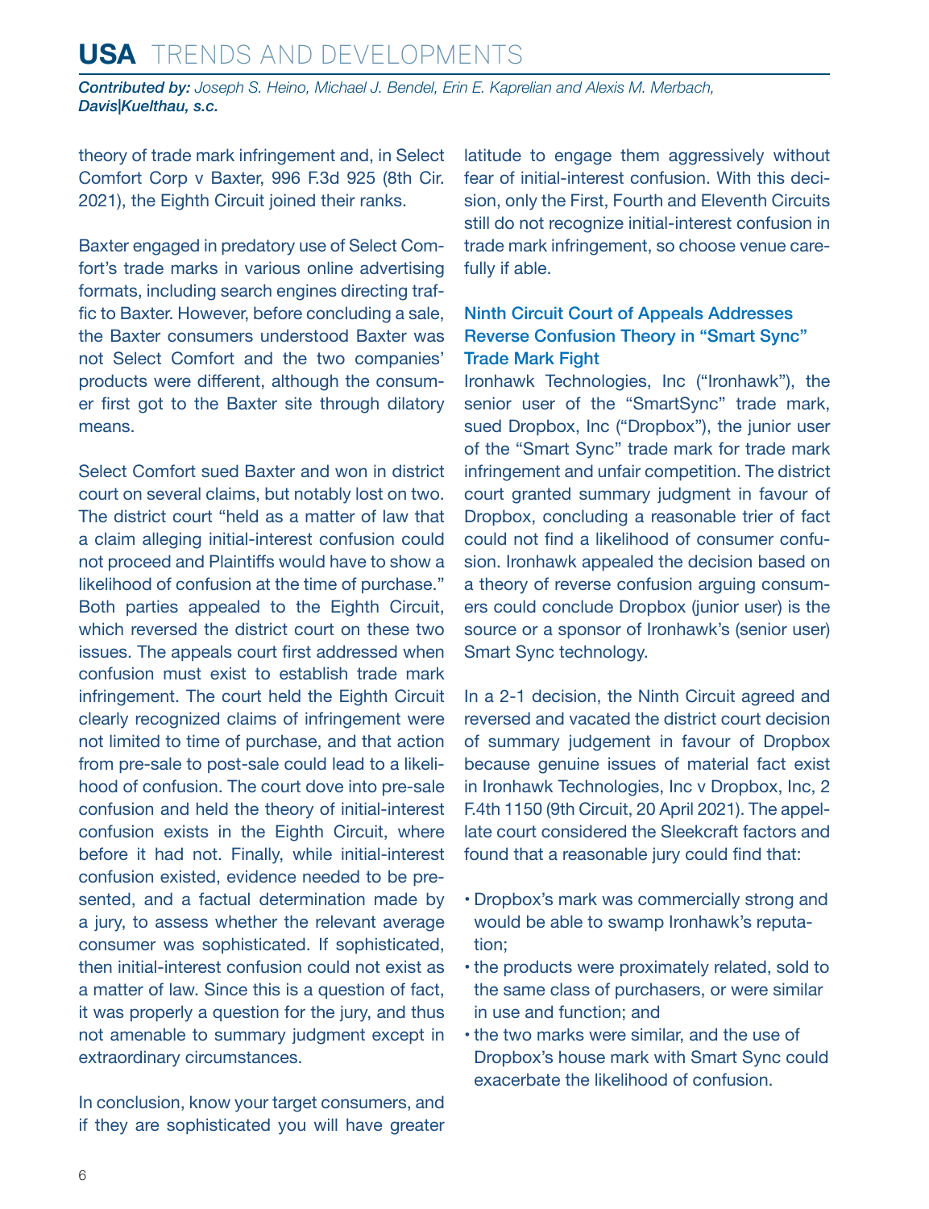theory of trade mark infringement and, in Select Comfort Corp v Baxter, 996 F.3d 925 (8th Cir. 2021), the Eighth Circuit joined their ranks.

Baxter engaged in predatory use of Select Comfort's trade marks in various online advertising formats, including search engines directing traffic to Baxter. However, before concluding a sale, the Baxter consumers understood Baxter was not Select Comfort and the two companies' products were different, although the consumer first got to the Baxter site through dilatory means.

Select Comfort sued Baxter and won in district court on several claims, but notably lost on two. The district court "held as a matter of law that a claim alleging initial-interest confusion could not proceed and Plaintiffs would have to show a likelihood of confusion at the time of purchase." Both parties appealed to the Eighth Circuit, which reversed the district court on these two issues. The appeals court first addressed when confusion must exist to establish trade mark infringement. The court held the Eighth Circuit clearly recognized claims of infringement were not limited to time of purchase, and that action from pre-sale to post-sale could lead to a likelihood of confusion. The court dove into pre-sale confusion and held the theory of initial-interest confusion exists in the Eighth Circuit, where before it had not. Finally, while initial-interest confusion existed, evidence needed to be presented, and a factual determination made by a jury, to assess whether the relevant average consumer was sophisticated. If sophisticated, then initial-interest confusion could not exist as a matter of law. Since this is a question of fact, it was properly a question for the jury, and thus not amenable to summary judgment except in extraordinary circumstances.

In conclusion, know your target consumers, and if they are sophisticated you will have greater latitude to engage them aggressively without fear of initial-interest confusion. With this decision, only the First, Fourth and Eleventh Circuits still do not recognize initial-interest confusion in trade mark infringement, so choose venue carefully if able.

### Ninth Circuit Court of Appeals Addresses Reverse Confusion Theory in "Smart Sync" Trade Mark Fight

Ironhawk Technologies, Inc ("Ironhawk"), the senior user of the "SmartSync" trade mark, sued Dropbox, Inc ("Dropbox"), the junior user of the "Smart Sync" trade mark for trade mark infringement and unfair competition. The district court granted summary judgment in favour of Dropbox, concluding a reasonable trier of fact could not find a likelihood of consumer confusion. Ironhawk appealed the decision based on a theory of reverse confusion arguing consumers could conclude Dropbox (junior user) is the source or a sponsor of Ironhawk's (senior user) Smart Sync technology.

In a 2-1 decision, the Ninth Circuit agreed and reversed and vacated the district court decision of summary judgement in favour of Dropbox because genuine issues of material fact exist in Ironhawk Technologies, Inc v Dropbox, Inc, 2 F.4th 1150 (9th Circuit, 20 April 2021). The appellate court considered the Sleekcraft factors and found that a reasonable jury could find that:

- Dropbox's mark was commercially strong and would be able to swamp Ironhawk's reputation;
- the products were proximately related, sold to the same class of purchasers, or were similar in use and function; and
- the two marks were similar, and the use of Dropbox's house mark with Smart Sync could exacerbate the likelihood of confusion.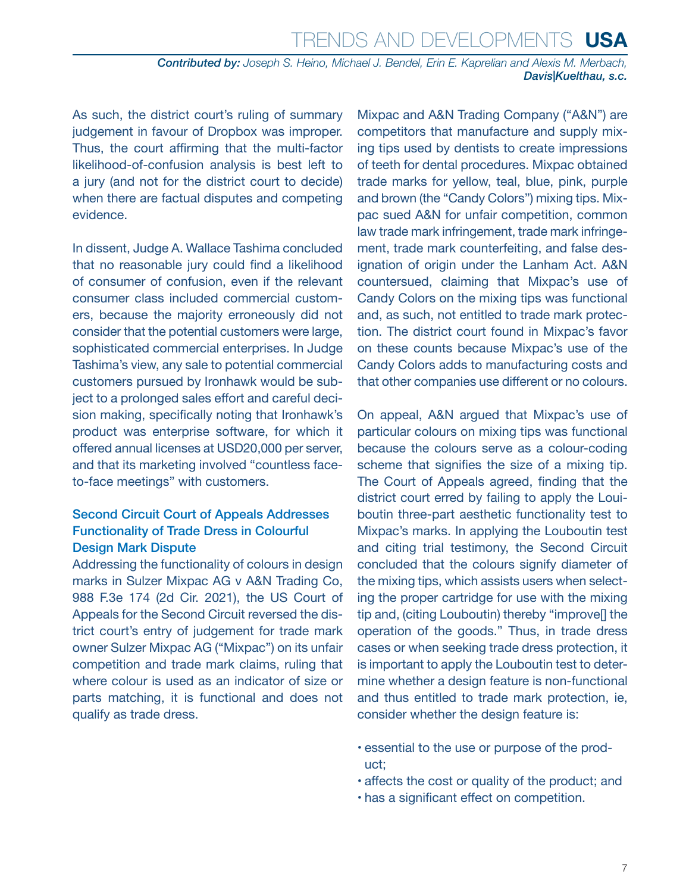As such, the district court's ruling of summary judgement in favour of Dropbox was improper. Thus, the court affirming that the multi-factor likelihood-of-confusion analysis is best left to a jury (and not for the district court to decide) when there are factual disputes and competing evidence.

In dissent, Judge A. Wallace Tashima concluded that no reasonable jury could find a likelihood of consumer of confusion, even if the relevant consumer class included commercial customers, because the majority erroneously did not consider that the potential customers were large, sophisticated commercial enterprises. In Judge Tashima's view, any sale to potential commercial customers pursued by Ironhawk would be subject to a prolonged sales effort and careful decision making, specifically noting that Ironhawk's product was enterprise software, for which it offered annual licenses at USD20,000 per server, and that its marketing involved "countless face-to-face meetings" with customers.

### Second Circuit Court of Appeals Addresses Functionality of Trade Dress in Colourful Design Mark Dispute

Addressing the functionality of colours in design marks in Sulzer Mixpac AG v A&N Trading Co, 988 F.3e 174 (2d Cir. 2021), the US Court of Appeals for the Second Circuit reversed the district court's entry of judgement for trade mark owner Sulzer Mixpac AG ("Mixpac") on its unfair competition and trade mark claims, ruling that where colour is used as an indicator of size or parts matching, it is functional and does not qualify as trade dress.

Mixpac and A&N Trading Company ("A&N") are competitors that manufacture and supply mixing tips used by dentists to create impressions of teeth for dental procedures. Mixpac obtained trade marks for yellow, teal, blue, pink, purple and brown (the "Candy Colors") mixing tips. Mixpac sued A&N for unfair competition, common law trade mark infringement, trade mark infringement, trade mark counterfeiting, and false designation of origin under the Lanham Act. A&N countersued, claiming that Mixpac's use of Candy Colors on the mixing tips was functional and, as such, not entitled to trade mark protection. The district court found in Mixpac's favor on these counts because Mixpac's use of the Candy Colors adds to manufacturing costs and that other companies use different or no colours.

On appeal, A&N argued that Mixpac's use of particular colours on mixing tips was functional because the colours serve as a colour-coding scheme that signifies the size of a mixing tip. The Court of Appeals agreed, finding that the district court erred by failing to apply the Louboutin three-part aesthetic functionality test to Mixpac's marks. In applying the Louboutin test and citing trial testimony, the Second Circuit concluded that the colours signify diameter of the mixing tips, which assists users when selecting the proper cartridge for use with the mixing tip and, (citing Louboutin) thereby "improve[] the operation of the goods." Thus, in trade dress cases or when seeking trade dress protection, it is important to apply the Louboutin test to determine whether a design feature is non-functional and thus entitled to trade mark protection, ie, consider whether the design feature is:

- essential to the use or purpose of the product;
- affects the cost or quality of the product; and
- has a significant effect on competition.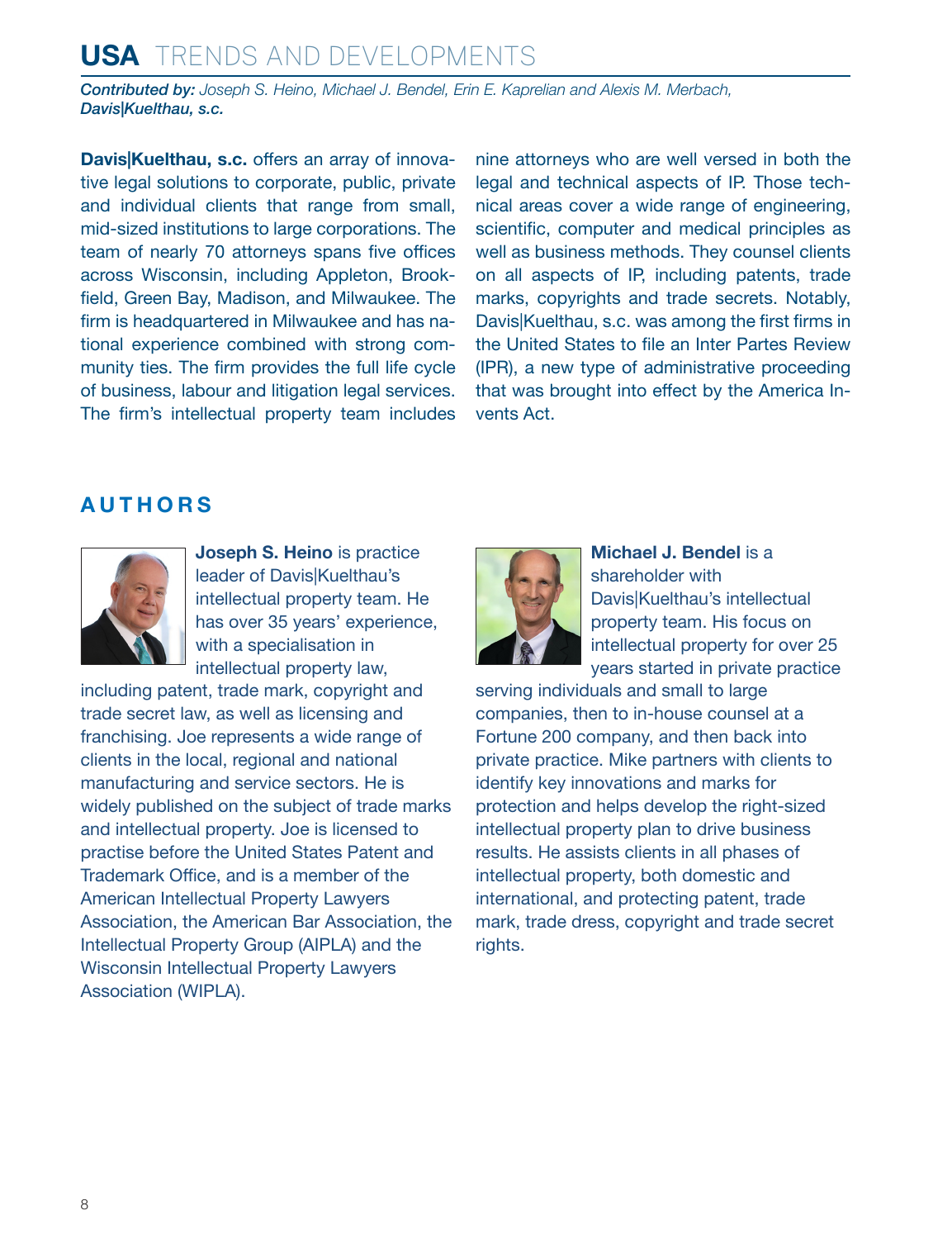# USA TRENDS AND DEVELOPMENTS

***Contributed by:** Joseph S. Heino, Michael J. Bendel, Erin E. Kaprelian and Alexis M. Merbach, **Davis|Kuelthau, s.c.***

**Davis|Kuelthau, s.c.** offers an array of innovative legal solutions to corporate, public, private and individual clients that range from small, mid-sized institutions to large corporations. The team of nearly 70 attorneys spans five offices across Wisconsin, including Appleton, Brookfield, Green Bay, Madison, and Milwaukee. The firm is headquartered in Milwaukee and has national experience combined with strong community ties. The firm provides the full life cycle of business, labour and litigation legal services. The firm's intellectual property team includes nine attorneys who are well versed in both the legal and technical aspects of IP. Those technical areas cover a wide range of engineering, scientific, computer and medical principles as well as business methods. They counsel clients on all aspects of IP, including patents, trade marks, copyrights and trade secrets. Notably, Davis|Kuelthau, s.c. was among the first firms in the United States to file an Inter Partes Review (IPR), a new type of administrative proceeding that was brought into effect by the America Invents Act.

## AUTHORS

**Joseph S. Heino** is practice leader of Davis|Kuelthau's intellectual property team. He has over 35 years' experience, with a specialisation in intellectual property law, including patent, trade mark, copyright and trade secret law, as well as licensing and franchising. Joe represents a wide range of clients in the local, regional and national manufacturing and service sectors. He is widely published on the subject of trade marks and intellectual property. Joe is licensed to practise before the United States Patent and Trademark Office, and is a member of the American Intellectual Property Lawyers Association, the American Bar Association, the Intellectual Property Group (AIPLA) and the Wisconsin Intellectual Property Lawyers Association (WIPLA).

**Michael J. Bendel** is a shareholder with Davis|Kuelthau's intellectual property team. His focus on intellectual property for over 25 years started in private practice serving individuals and small to large companies, then to in-house counsel at a Fortune 200 company, and then back into private practice. Mike partners with clients to identify key innovations and marks for protection and helps develop the right-sized intellectual property plan to drive business results. He assists clients in all phases of intellectual property, both domestic and international, and protecting patent, trade mark, trade dress, copyright and trade secret rights.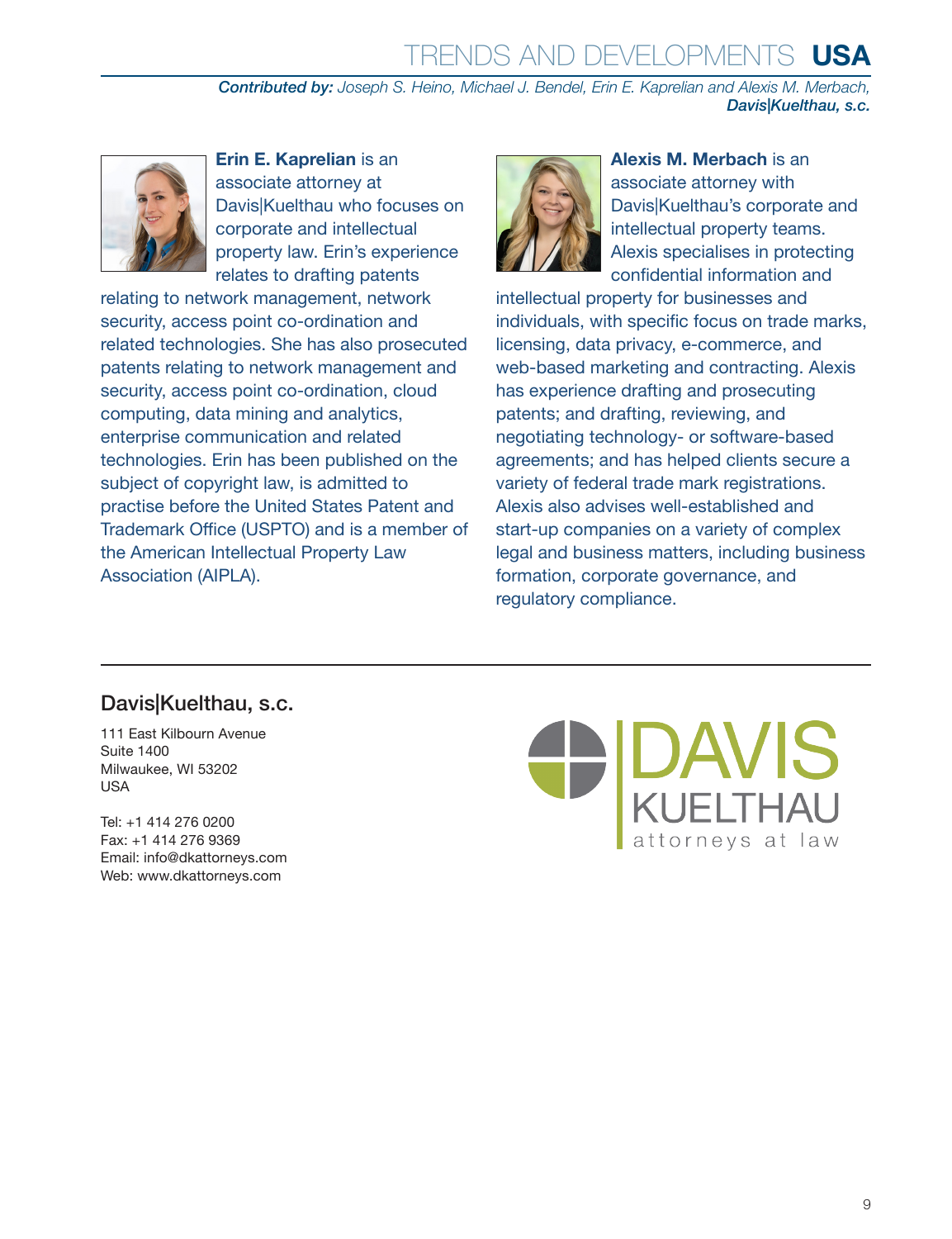**Erin E. Kaprelian** is an associate attorney at Davis|Kuelthau who focuses on corporate and intellectual property law. Erin's experience relates to drafting patents relating to network management, network security, access point co-ordination and related technologies. She has also prosecuted patents relating to network management and security, access point co-ordination, cloud computing, data mining and analytics, enterprise communication and related technologies. Erin has been published on the subject of copyright law, is admitted to practise before the United States Patent and Trademark Office (USPTO) and is a member of the American Intellectual Property Law Association (AIPLA).

**Alexis M. Merbach** is an associate attorney with Davis|Kuelthau's corporate and intellectual property teams. Alexis specialises in protecting confidential information and intellectual property for businesses and individuals, with specific focus on trade marks, licensing, data privacy, e-commerce, and web-based marketing and contracting. Alexis has experience drafting and prosecuting patents; and drafting, reviewing, and negotiating technology- or software-based agreements; and has helped clients secure a variety of federal trade mark registrations. Alexis also advises well-established and start-up companies on a variety of complex legal and business matters, including business formation, corporate governance, and regulatory compliance.

## Davis|Kuelthau, s.c.

111 East Kilbourn Avenue
Suite 1400
Milwaukee, WI 53202
USA

Tel: +1 414 276 0200
Fax: +1 414 276 9369
Email: info@dkattorneys.com
Web: www.dkattorneys.com

DAVIS
KUELTHAU
attorneys at law